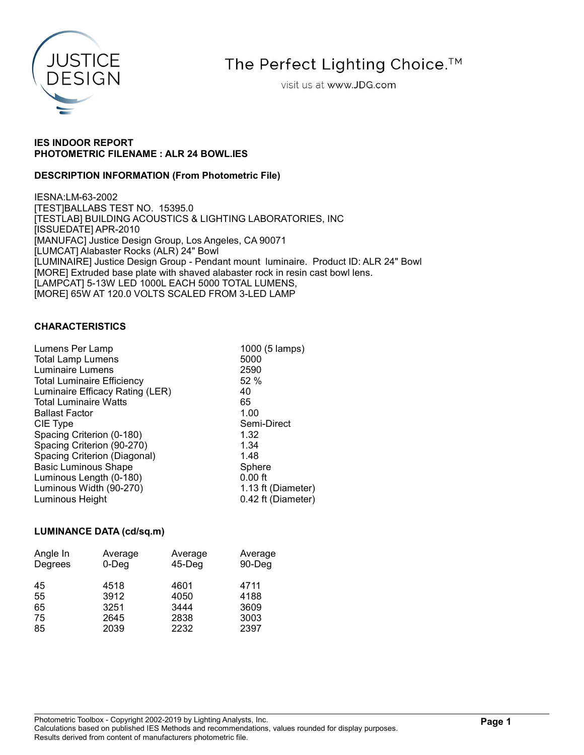JUSTICE DESIGN

The Perfect Lighting Choice.™

visit us at www.JDG.com

**IES INDOOR REPORT**
**PHOTOMETRIC FILENAME : ALR 24 BOWL.IES**

**DESCRIPTION INFORMATION (From Photometric File)**

IESNA:LM-63-2002
[TEST]BALLABS TEST NO. 15395.0
[TESTLAB] BUILDING ACOUSTICS & LIGHTING LABORATORIES, INC
[ISSUEDATE] APR-2010
[MANUFAC] Justice Design Group, Los Angeles, CA 90071
[LUMCAT] Alabaster Rocks (ALR) 24" Bowl
[LUMINAIRE] Justice Design Group - Pendant mount luminaire. Product ID: ALR 24" Bowl
[MORE] Extruded base plate with shaved alabaster rock in resin cast bowl lens.
[LAMPCAT] 5-13W LED 1000L EACH 5000 TOTAL LUMENS,
[MORE] 65W AT 120.0 VOLTS SCALED FROM 3-LED LAMP

**CHARACTERISTICS**

| | |
|---|---|
| Lumens Per Lamp | 1000 (5 lamps) |
| Total Lamp Lumens | 5000 |
| Luminaire Lumens | 2590 |
| Total Luminaire Efficiency | 52 % |
| Luminaire Efficacy Rating (LER) | 40 |
| Total Luminaire Watts | 65 |
| Ballast Factor | 1.00 |
| CIE Type | Semi-Direct |
| Spacing Criterion (0-180) | 1.32 |
| Spacing Criterion (90-270) | 1.34 |
| Spacing Criterion (Diagonal) | 1.48 |
| Basic Luminous Shape | Sphere |
| Luminous Length (0-180) | 0.00 ft |
| Luminous Width (90-270) | 1.13 ft (Diameter) |
| Luminous Height | 0.42 ft (Diameter) |

**LUMINANCE DATA (cd/sq.m)**

| Angle In Degrees | Average 0-Deg | Average 45-Deg | Average 90-Deg |
|---|---|---|---|
| 45 | 4518 | 4601 | 4711 |
| 55 | 3912 | 4050 | 4188 |
| 65 | 3251 | 3444 | 3609 |
| 75 | 2645 | 2838 | 3003 |
| 85 | 2039 | 2232 | 2397 |

Photometric Toolbox - Copyright 2002-2019 by Lighting Analysts, Inc.
Calculations based on published IES Methods and recommendations, values rounded for display purposes.
Results derived from content of manufacturers photometric file.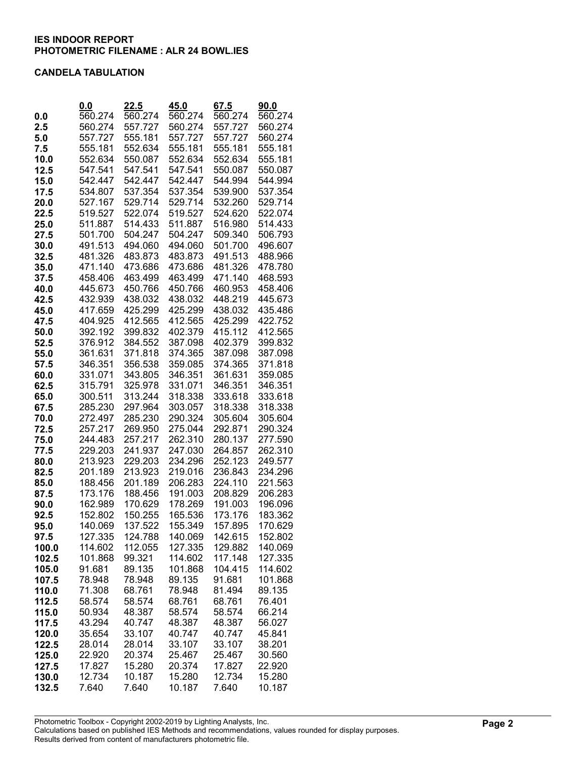**IES INDOOR REPORT**
**PHOTOMETRIC FILENAME : ALR 24 BOWL.IES**

**CANDELA TABULATION**

| | 0.0 | 22.5 | 45.0 | 67.5 | 90.0 |
|---|---|---|---|---|---|
| **0.0** | 560.274 | 560.274 | 560.274 | 560.274 | 560.274 |
| **2.5** | 560.274 | 557.727 | 560.274 | 557.727 | 560.274 |
| **5.0** | 557.727 | 555.181 | 557.727 | 557.727 | 560.274 |
| **7.5** | 555.181 | 552.634 | 555.181 | 555.181 | 555.181 |
| **10.0** | 552.634 | 550.087 | 552.634 | 552.634 | 555.181 |
| **12.5** | 547.541 | 547.541 | 547.541 | 550.087 | 550.087 |
| **15.0** | 542.447 | 542.447 | 542.447 | 544.994 | 544.994 |
| **17.5** | 534.807 | 537.354 | 537.354 | 539.900 | 537.354 |
| **20.0** | 527.167 | 529.714 | 529.714 | 532.260 | 529.714 |
| **22.5** | 519.527 | 522.074 | 519.527 | 524.620 | 522.074 |
| **25.0** | 511.887 | 514.433 | 511.887 | 516.980 | 514.433 |
| **27.5** | 501.700 | 504.247 | 504.247 | 509.340 | 506.793 |
| **30.0** | 491.513 | 494.060 | 494.060 | 501.700 | 496.607 |
| **32.5** | 481.326 | 483.873 | 483.873 | 491.513 | 488.966 |
| **35.0** | 471.140 | 473.686 | 473.686 | 481.326 | 478.780 |
| **37.5** | 458.406 | 463.499 | 463.499 | 471.140 | 468.593 |
| **40.0** | 445.673 | 450.766 | 450.766 | 460.953 | 458.406 |
| **42.5** | 432.939 | 438.032 | 438.032 | 448.219 | 445.673 |
| **45.0** | 417.659 | 425.299 | 425.299 | 438.032 | 435.486 |
| **47.5** | 404.925 | 412.565 | 412.565 | 425.299 | 422.752 |
| **50.0** | 392.192 | 399.832 | 402.379 | 415.112 | 412.565 |
| **52.5** | 376.912 | 384.552 | 387.098 | 402.379 | 399.832 |
| **55.0** | 361.631 | 371.818 | 374.365 | 387.098 | 387.098 |
| **57.5** | 346.351 | 356.538 | 359.085 | 374.365 | 371.818 |
| **60.0** | 331.071 | 343.805 | 346.351 | 361.631 | 359.085 |
| **62.5** | 315.791 | 325.978 | 331.071 | 346.351 | 346.351 |
| **65.0** | 300.511 | 313.244 | 318.338 | 333.618 | 333.618 |
| **67.5** | 285.230 | 297.964 | 303.057 | 318.338 | 318.338 |
| **70.0** | 272.497 | 285.230 | 290.324 | 305.604 | 305.604 |
| **72.5** | 257.217 | 269.950 | 275.044 | 292.871 | 290.324 |
| **75.0** | 244.483 | 257.217 | 262.310 | 280.137 | 277.590 |
| **77.5** | 229.203 | 241.937 | 247.030 | 264.857 | 262.310 |
| **80.0** | 213.923 | 229.203 | 234.296 | 252.123 | 249.577 |
| **82.5** | 201.189 | 213.923 | 219.016 | 236.843 | 234.296 |
| **85.0** | 188.456 | 201.189 | 206.283 | 224.110 | 221.563 |
| **87.5** | 173.176 | 188.456 | 191.003 | 208.829 | 206.283 |
| **90.0** | 162.989 | 170.629 | 178.269 | 191.003 | 196.096 |
| **92.5** | 152.802 | 150.255 | 165.536 | 173.176 | 183.362 |
| **95.0** | 140.069 | 137.522 | 155.349 | 157.895 | 170.629 |
| **97.5** | 127.335 | 124.788 | 140.069 | 142.615 | 152.802 |
| **100.0** | 114.602 | 112.055 | 127.335 | 129.882 | 140.069 |
| **102.5** | 101.868 | 99.321 | 114.602 | 117.148 | 127.335 |
| **105.0** | 91.681 | 89.135 | 101.868 | 104.415 | 114.602 |
| **107.5** | 78.948 | 78.948 | 89.135 | 91.681 | 101.868 |
| **110.0** | 71.308 | 68.761 | 78.948 | 81.494 | 89.135 |
| **112.5** | 58.574 | 58.574 | 68.761 | 68.761 | 76.401 |
| **115.0** | 50.934 | 48.387 | 58.574 | 58.574 | 66.214 |
| **117.5** | 43.294 | 40.747 | 48.387 | 48.387 | 56.027 |
| **120.0** | 35.654 | 33.107 | 40.747 | 40.747 | 45.841 |
| **122.5** | 28.014 | 28.014 | 33.107 | 33.107 | 38.201 |
| **125.0** | 22.920 | 20.374 | 25.467 | 25.467 | 30.560 |
| **127.5** | 17.827 | 15.280 | 20.374 | 17.827 | 22.920 |
| **130.0** | 12.734 | 10.187 | 15.280 | 12.734 | 15.280 |
| **132.5** | 7.640 | 7.640 | 10.187 | 7.640 | 10.187 |

Photometric Toolbox - Copyright 2002-2019 by Lighting Analysts, Inc.
Calculations based on published IES Methods and recommendations, values rounded for display purposes.
Results derived from content of manufacturers photometric file.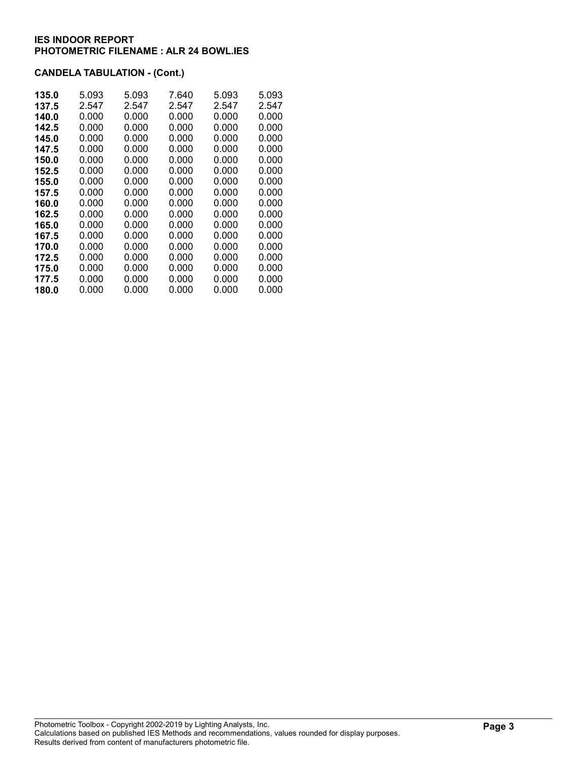**IES INDOOR REPORT**
**PHOTOMETRIC FILENAME : ALR 24 BOWL.IES**

**CANDELA TABULATION - (Cont.)**

| | | | | | |
|---|---|---|---|---|---|
| **135.0** | 5.093 | 5.093 | 7.640 | 5.093 | 5.093 |
| **137.5** | 2.547 | 2.547 | 2.547 | 2.547 | 2.547 |
| **140.0** | 0.000 | 0.000 | 0.000 | 0.000 | 0.000 |
| **142.5** | 0.000 | 0.000 | 0.000 | 0.000 | 0.000 |
| **145.0** | 0.000 | 0.000 | 0.000 | 0.000 | 0.000 |
| **147.5** | 0.000 | 0.000 | 0.000 | 0.000 | 0.000 |
| **150.0** | 0.000 | 0.000 | 0.000 | 0.000 | 0.000 |
| **152.5** | 0.000 | 0.000 | 0.000 | 0.000 | 0.000 |
| **155.0** | 0.000 | 0.000 | 0.000 | 0.000 | 0.000 |
| **157.5** | 0.000 | 0.000 | 0.000 | 0.000 | 0.000 |
| **160.0** | 0.000 | 0.000 | 0.000 | 0.000 | 0.000 |
| **162.5** | 0.000 | 0.000 | 0.000 | 0.000 | 0.000 |
| **165.0** | 0.000 | 0.000 | 0.000 | 0.000 | 0.000 |
| **167.5** | 0.000 | 0.000 | 0.000 | 0.000 | 0.000 |
| **170.0** | 0.000 | 0.000 | 0.000 | 0.000 | 0.000 |
| **172.5** | 0.000 | 0.000 | 0.000 | 0.000 | 0.000 |
| **175.0** | 0.000 | 0.000 | 0.000 | 0.000 | 0.000 |
| **177.5** | 0.000 | 0.000 | 0.000 | 0.000 | 0.000 |
| **180.0** | 0.000 | 0.000 | 0.000 | 0.000 | 0.000 |

Photometric Toolbox - Copyright 2002-2019 by Lighting Analysts, Inc.
Calculations based on published IES Methods and recommendations, values rounded for display purposes.
Results derived from content of manufacturers photometric file.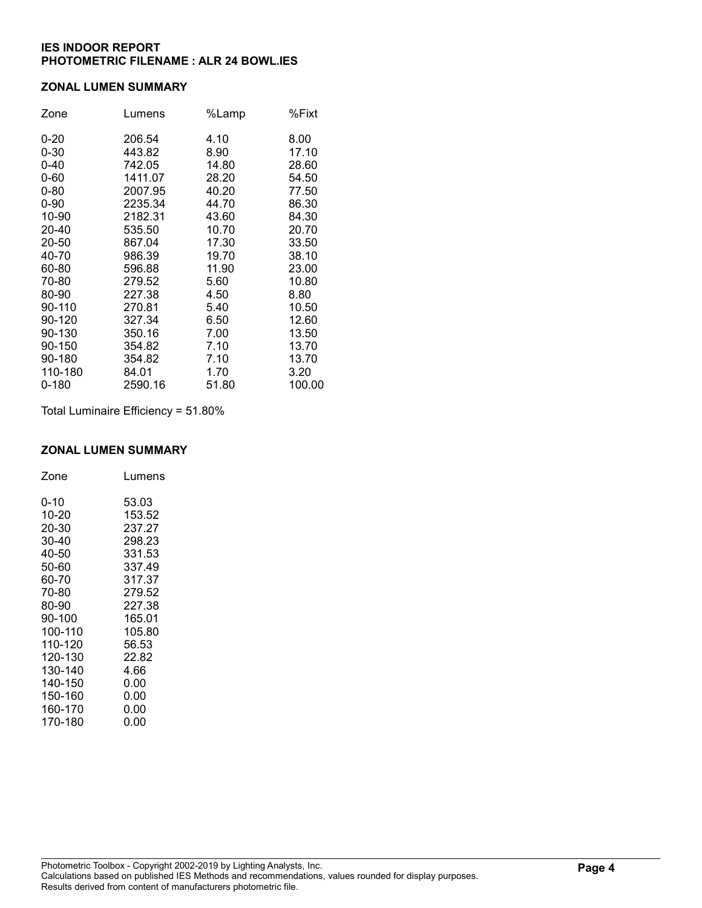**IES INDOOR REPORT**
**PHOTOMETRIC FILENAME : ALR 24 BOWL.IES**

## ZONAL LUMEN SUMMARY

| Zone | Lumens | %Lamp | %Fixt |
|---|---|---|---|
| 0-20 | 206.54 | 4.10 | 8.00 |
| 0-30 | 443.82 | 8.90 | 17.10 |
| 0-40 | 742.05 | 14.80 | 28.60 |
| 0-60 | 1411.07 | 28.20 | 54.50 |
| 0-80 | 2007.95 | 40.20 | 77.50 |
| 0-90 | 2235.34 | 44.70 | 86.30 |
| 10-90 | 2182.31 | 43.60 | 84.30 |
| 20-40 | 535.50 | 10.70 | 20.70 |
| 20-50 | 867.04 | 17.30 | 33.50 |
| 40-70 | 986.39 | 19.70 | 38.10 |
| 60-80 | 596.88 | 11.90 | 23.00 |
| 70-80 | 279.52 | 5.60 | 10.80 |
| 80-90 | 227.38 | 4.50 | 8.80 |
| 90-110 | 270.81 | 5.40 | 10.50 |
| 90-120 | 327.34 | 6.50 | 12.60 |
| 90-130 | 350.16 | 7.00 | 13.50 |
| 90-150 | 354.82 | 7.10 | 13.70 |
| 90-180 | 354.82 | 7.10 | 13.70 |
| 110-180 | 84.01 | 1.70 | 3.20 |
| 0-180 | 2590.16 | 51.80 | 100.00 |

Total Luminaire Efficiency = 51.80%

## ZONAL LUMEN SUMMARY

| Zone | Lumens |
|---|---|
| 0-10 | 53.03 |
| 10-20 | 153.52 |
| 20-30 | 237.27 |
| 30-40 | 298.23 |
| 40-50 | 331.53 |
| 50-60 | 337.49 |
| 60-70 | 317.37 |
| 70-80 | 279.52 |
| 80-90 | 227.38 |
| 90-100 | 165.01 |
| 100-110 | 105.80 |
| 110-120 | 56.53 |
| 120-130 | 22.82 |
| 130-140 | 4.66 |
| 140-150 | 0.00 |
| 150-160 | 0.00 |
| 160-170 | 0.00 |
| 170-180 | 0.00 |

Photometric Toolbox - Copyright 2002-2019 by Lighting Analysts, Inc.
Calculations based on published IES Methods and recommendations, values rounded for display purposes.
Results derived from content of manufacturers photometric file.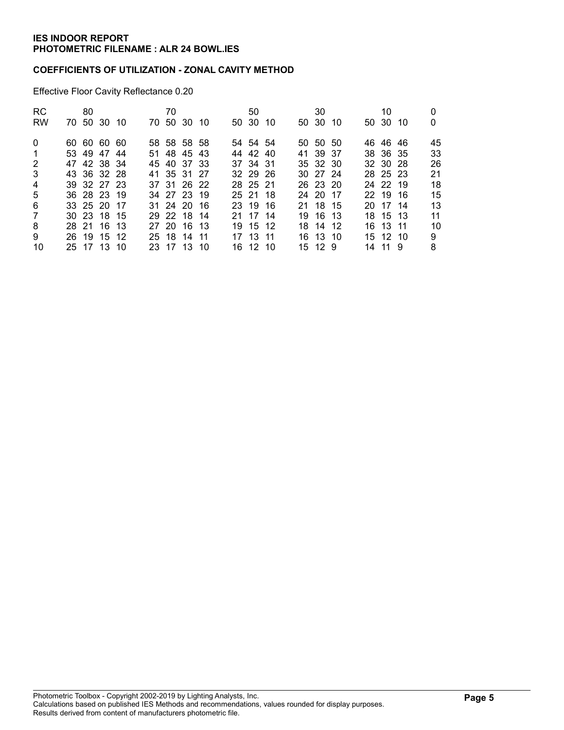**IES INDOOR REPORT**
**PHOTOMETRIC FILENAME : ALR 24 BOWL.IES**

**COEFFICIENTS OF UTILIZATION - ZONAL CAVITY METHOD**

Effective Floor Cavity Reflectance 0.20

| RC | 80 | | | | 70 | | | | 50 | | | 30 | | | 10 | | | 0 |
|---|---|---|---|---|---|---|---|---|---|---|---|---|---|---|---|---|---|---|
| RW | 70 | 50 | 30 | 10 | 70 | 50 | 30 | 10 | 50 | 30 | 10 | 50 | 30 | 10 | 50 | 30 | 10 | 0 |
| 0 | 60 | 60 | 60 | 60 | 58 | 58 | 58 | 58 | 54 | 54 | 54 | 50 | 50 | 50 | 46 | 46 | 46 | 45 |
| 1 | 53 | 49 | 47 | 44 | 51 | 48 | 45 | 43 | 44 | 42 | 40 | 41 | 39 | 37 | 38 | 36 | 35 | 33 |
| 2 | 47 | 42 | 38 | 34 | 45 | 40 | 37 | 33 | 37 | 34 | 31 | 35 | 32 | 30 | 32 | 30 | 28 | 26 |
| 3 | 43 | 36 | 32 | 28 | 41 | 35 | 31 | 27 | 32 | 29 | 26 | 30 | 27 | 24 | 28 | 25 | 23 | 21 |
| 4 | 39 | 32 | 27 | 23 | 37 | 31 | 26 | 22 | 28 | 25 | 21 | 26 | 23 | 20 | 24 | 22 | 19 | 18 |
| 5 | 36 | 28 | 23 | 19 | 34 | 27 | 23 | 19 | 25 | 21 | 18 | 24 | 20 | 17 | 22 | 19 | 16 | 15 |
| 6 | 33 | 25 | 20 | 17 | 31 | 24 | 20 | 16 | 23 | 19 | 16 | 21 | 18 | 15 | 20 | 17 | 14 | 13 |
| 7 | 30 | 23 | 18 | 15 | 29 | 22 | 18 | 14 | 21 | 17 | 14 | 19 | 16 | 13 | 18 | 15 | 13 | 11 |
| 8 | 28 | 21 | 16 | 13 | 27 | 20 | 16 | 13 | 19 | 15 | 12 | 18 | 14 | 12 | 16 | 13 | 11 | 10 |
| 9 | 26 | 19 | 15 | 12 | 25 | 18 | 14 | 11 | 17 | 13 | 11 | 16 | 13 | 10 | 15 | 12 | 10 | 9 |
| 10 | 25 | 17 | 13 | 10 | 23 | 17 | 13 | 10 | 16 | 12 | 10 | 15 | 12 | 9 | 14 | 11 | 9 | 8 |

Photometric Toolbox - Copyright 2002-2019 by Lighting Analysts, Inc.
Calculations based on published IES Methods and recommendations, values rounded for display purposes.
Results derived from content of manufacturers photometric file.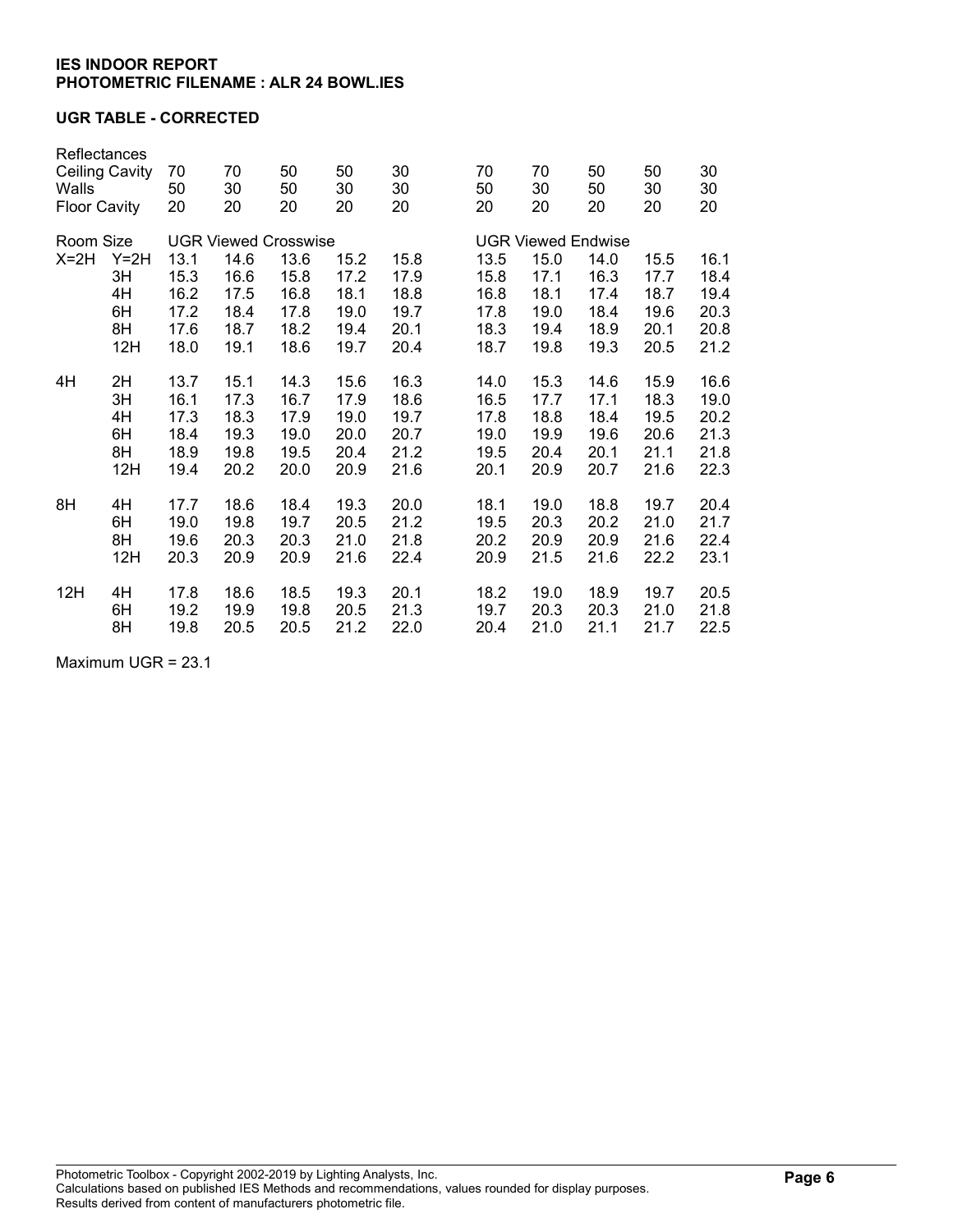**IES INDOOR REPORT**
**PHOTOMETRIC FILENAME : ALR 24 BOWL.IES**

**UGR TABLE - CORRECTED**

| Reflectances | | | | | | | | | | | |
|---|---|---|---|---|---|---|---|---|---|---|---|
| Ceiling Cavity | | 70 | 70 | 50 | 50 | 30 | 70 | 70 | 50 | 50 | 30 |
| Walls | | 50 | 30 | 50 | 30 | 30 | 50 | 30 | 50 | 30 | 30 |
| Floor Cavity | | 20 | 20 | 20 | 20 | 20 | 20 | 20 | 20 | 20 | 20 |
| Room Size | | UGR Viewed Crosswise | | | | | UGR Viewed Endwise | | | | |
| X=2H | Y=2H | 13.1 | 14.6 | 13.6 | 15.2 | 15.8 | 13.5 | 15.0 | 14.0 | 15.5 | 16.1 |
| | 3H | 15.3 | 16.6 | 15.8 | 17.2 | 17.9 | 15.8 | 17.1 | 16.3 | 17.7 | 18.4 |
| | 4H | 16.2 | 17.5 | 16.8 | 18.1 | 18.8 | 16.8 | 18.1 | 17.4 | 18.7 | 19.4 |
| | 6H | 17.2 | 18.4 | 17.8 | 19.0 | 19.7 | 17.8 | 19.0 | 18.4 | 19.6 | 20.3 |
| | 8H | 17.6 | 18.7 | 18.2 | 19.4 | 20.1 | 18.3 | 19.4 | 18.9 | 20.1 | 20.8 |
| | 12H | 18.0 | 19.1 | 18.6 | 19.7 | 20.4 | 18.7 | 19.8 | 19.3 | 20.5 | 21.2 |
| 4H | 2H | 13.7 | 15.1 | 14.3 | 15.6 | 16.3 | 14.0 | 15.3 | 14.6 | 15.9 | 16.6 |
| | 3H | 16.1 | 17.3 | 16.7 | 17.9 | 18.6 | 16.5 | 17.7 | 17.1 | 18.3 | 19.0 |
| | 4H | 17.3 | 18.3 | 17.9 | 19.0 | 19.7 | 17.8 | 18.8 | 18.4 | 19.5 | 20.2 |
| | 6H | 18.4 | 19.3 | 19.0 | 20.0 | 20.7 | 19.0 | 19.9 | 19.6 | 20.6 | 21.3 |
| | 8H | 18.9 | 19.8 | 19.5 | 20.4 | 21.2 | 19.5 | 20.4 | 20.1 | 21.1 | 21.8 |
| | 12H | 19.4 | 20.2 | 20.0 | 20.9 | 21.6 | 20.1 | 20.9 | 20.7 | 21.6 | 22.3 |
| 8H | 4H | 17.7 | 18.6 | 18.4 | 19.3 | 20.0 | 18.1 | 19.0 | 18.8 | 19.7 | 20.4 |
| | 6H | 19.0 | 19.8 | 19.7 | 20.5 | 21.2 | 19.5 | 20.3 | 20.2 | 21.0 | 21.7 |
| | 8H | 19.6 | 20.3 | 20.3 | 21.0 | 21.8 | 20.2 | 20.9 | 20.9 | 21.6 | 22.4 |
| | 12H | 20.3 | 20.9 | 20.9 | 21.6 | 22.4 | 20.9 | 21.5 | 21.6 | 22.2 | 23.1 |
| 12H | 4H | 17.8 | 18.6 | 18.5 | 19.3 | 20.1 | 18.2 | 19.0 | 18.9 | 19.7 | 20.5 |
| | 6H | 19.2 | 19.9 | 19.8 | 20.5 | 21.3 | 19.7 | 20.3 | 20.3 | 21.0 | 21.8 |
| | 8H | 19.8 | 20.5 | 20.5 | 21.2 | 22.0 | 20.4 | 21.0 | 21.1 | 21.7 | 22.5 |

Maximum UGR = 23.1

Photometric Toolbox - Copyright 2002-2019 by Lighting Analysts, Inc.
Calculations based on published IES Methods and recommendations, values rounded for display purposes.
Results derived from content of manufacturers photometric file.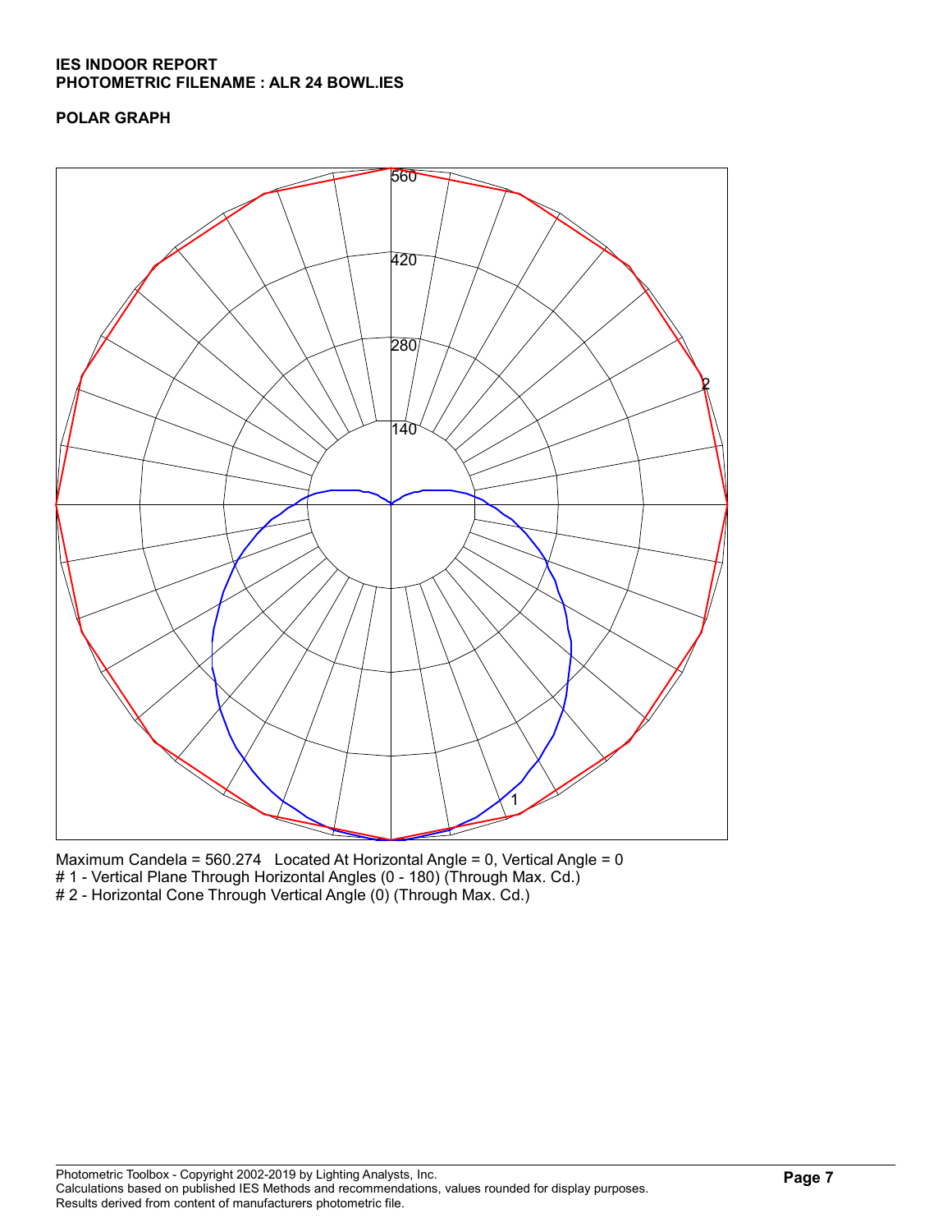**IES INDOOR REPORT**
**PHOTOMETRIC FILENAME : ALR 24 BOWL.IES**

**POLAR GRAPH**

560
420
280
140
2
1

Maximum Candela = 560.274 Located At Horizontal Angle = 0, Vertical Angle = 0
# 1 - Vertical Plane Through Horizontal Angles (0 - 180) (Through Max. Cd.)
# 2 - Horizontal Cone Through Vertical Angle (0) (Through Max. Cd.)

Photometric Toolbox - Copyright 2002-2019 by Lighting Analysts, Inc.
Calculations based on published IES Methods and recommendations, values rounded for display purposes.
Results derived from content of manufacturers photometric file.